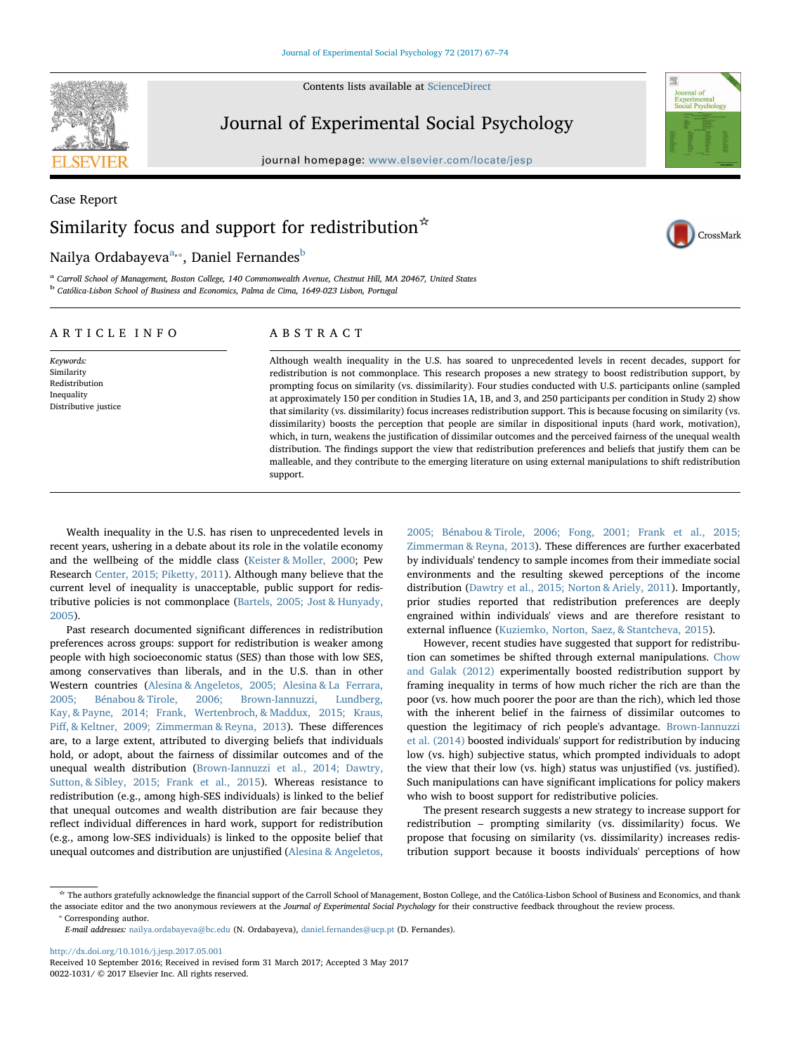Case Report

# Similarity focus and support for redistribution[☆]

Nailya Ordabayeva[a,*], Daniel Fernandes[b]

[a] Carroll School of Management, Boston College, 140 Commonwealth Avenue, Chestnut Hill, MA 20467, United States
[b] Católica-Lisbon School of Business and Economics, Palma de Cima, 1649-023 Lisbon, Portugal

## ARTICLE INFO

*Keywords:*
Similarity
Redistribution
Inequality
Distributive justice

## ABSTRACT

Although wealth inequality in the U.S. has soared to unprecedented levels in recent decades, support for redistribution is not commonplace. This research proposes a new strategy to boost redistribution support, by prompting focus on similarity (vs. dissimilarity). Four studies conducted with U.S. participants online (sampled at approximately 150 per condition in Studies 1A, 1B, and 3, and 250 participants per condition in Study 2) show that similarity (vs. dissimilarity) focus increases redistribution support. This is because focusing on similarity (vs. dissimilarity) boosts the perception that people are similar in dispositional inputs (hard work, motivation), which, in turn, weakens the justification of dissimilar outcomes and the perceived fairness of the unequal wealth distribution. The findings support the view that redistribution preferences and beliefs that justify them can be malleable, and they contribute to the emerging literature on using external manipulations to shift redistribution support.

Wealth inequality in the U.S. has risen to unprecedented levels in recent years, ushering in a debate about its role in the volatile economy and the wellbeing of the middle class (Keister & Moller, 2000; Pew Research Center, 2015; Piketty, 2011). Although many believe that the current level of inequality is unacceptable, public support for redistributive policies is not commonplace (Bartels, 2005; Jost & Hunyady, 2005).

Past research documented significant differences in redistribution preferences across groups: support for redistribution is weaker among people with high socioeconomic status (SES) than those with low SES, among conservatives than liberals, and in the U.S. than in other Western countries (Alesina & Angeletos, 2005; Alesina & La Ferrara, 2005; Bénabou & Tirole, 2006; Brown-Iannuzzi, Lundberg, Kay, & Payne, 2014; Frank, Wertenbroch, & Maddux, 2015; Kraus, Piff, & Keltner, 2009; Zimmerman & Reyna, 2013). These differences are, to a large extent, attributed to diverging beliefs that individuals hold, or adopt, about the fairness of dissimilar outcomes and of the unequal wealth distribution (Brown-Iannuzzi et al., 2014; Dawtry, Sutton, & Sibley, 2015; Frank et al., 2015). Whereas resistance to redistribution (e.g., among high-SES individuals) is linked to the belief that unequal outcomes and wealth distribution are fair because they reflect individual differences in hard work, support for redistribution (e.g., among low-SES individuals) is linked to the opposite belief that unequal outcomes and distribution are unjustified (Alesina & Angeletos, 2005; Bénabou & Tirole, 2006; Fong, 2001; Frank et al., 2015; Zimmerman & Reyna, 2013). These differences are further exacerbated by individuals' tendency to sample incomes from their immediate social environments and the resulting skewed perceptions of the income distribution (Dawtry et al., 2015; Norton & Ariely, 2011). Importantly, prior studies reported that redistribution preferences are deeply engrained within individuals' views and are therefore resistant to external influence (Kuziemko, Norton, Saez, & Stantcheva, 2015).

However, recent studies have suggested that support for redistribution can sometimes be shifted through external manipulations. Chow and Galak (2012) experimentally boosted redistribution support by framing inequality in terms of how much richer the rich are than the poor (vs. how much poorer the poor are than the rich), which led those with the inherent belief in the fairness of dissimilar outcomes to question the legitimacy of rich people's advantage. Brown-Iannuzzi et al. (2014) boosted individuals' support for redistribution by inducing low (vs. high) subjective status, which prompted individuals to adopt the view that their low (vs. high) status was unjustified (vs. justified). Such manipulations can have significant implications for policy makers who wish to boost support for redistributive policies.

The present research suggests a new strategy to increase support for redistribution – prompting similarity (vs. dissimilarity) focus. We propose that focusing on similarity (vs. dissimilarity) increases redistribution support because it boosts individuals' perceptions of how

---

☆ The authors gratefully acknowledge the financial support of the Carroll School of Management, Boston College, and the Católica-Lisbon School of Business and Economics, and thank the associate editor and the two anonymous reviewers at the *Journal of Experimental Social Psychology* for their constructive feedback throughout the review process.
* Corresponding author.
*E-mail addresses:* nailya.ordabayeva@bc.edu (N. Ordabayeva), daniel.fernandes@ucp.pt (D. Fernandes).

http://dx.doi.org/10.1016/j.jesp.2017.05.001
Received 10 September 2016; Received in revised form 31 March 2017; Accepted 3 May 2017
0022-1031/ © 2017 Elsevier Inc. All rights reserved.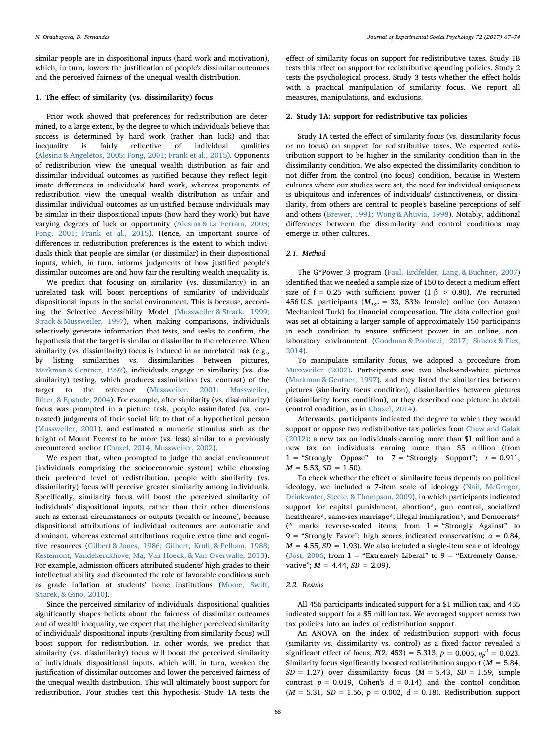similar people are in dispositional inputs (hard work and motivation), which, in turn, lowers the justification of people's dissimilar outcomes and the perceived fairness of the unequal wealth distribution.

## 1. The effect of similarity (vs. dissimilarity) focus

Prior work showed that preferences for redistribution are determined, to a large extent, by the degree to which individuals believe that success is determined by hard work (rather than luck) and that inequality is fairly reflective of individual qualities (Alesina & Angeletos, 2005; Fong, 2001; Frank et al., 2015). Opponents of redistribution view the unequal wealth distribution as fair and dissimilar individual outcomes as justified because they reflect legitimate differences in individuals' hard work, whereas proponents of redistribution view the unequal wealth distribution as unfair and dissimilar individual outcomes as unjustified because individuals may be similar in their dispositional inputs (how hard they work) but have varying degrees of luck or opportunity (Alesina & La Ferrara, 2005; Fong, 2001; Frank et al., 2015). Hence, an important source of differences in redistribution preferences is the extent to which individuals think that people are similar (or dissimilar) in their dispositional inputs, which, in turn, informs judgments of how justified people's dissimilar outcomes are and how fair the resulting wealth inequality is.

We predict that focusing on similarity (vs. dissimilarity) in an unrelated task will boost perceptions of similarity of individuals' dispositional inputs in the social environment. This is because, according to the Selective Accessibility Model (Mussweiler & Strack, 1999; Strack & Mussweiler, 1997), when making comparisons, individuals selectively generate information that tests, and seeks to confirm, the hypothesis that the target is similar or dissimilar to the reference. When similarity (vs. dissimilarity) focus is induced in an unrelated task (e.g., by listing similarities vs. dissimilarities between pictures, Markman & Gentner, 1997), individuals engage in similarity (vs. dissimilarity) testing, which produces assimilation (vs. contrast) of the target to the reference (Mussweiler, 2001; Mussweiler, Rüter, & Epstude, 2004). For example, after similarity (vs. dissimilarity) focus was prompted in a picture task, people assimilated (vs. contrasted) judgments of their social life to that of a hypothetical person (Mussweiler, 2001), and estimated a numeric stimulus such as the height of Mount Everest to be more (vs. less) similar to a previously encountered anchor (Chaxel, 2014; Mussweiler, 2002).

We expect that, when prompted to judge the social environment (individuals comprising the socioeconomic system) while choosing their preferred level of redistribution, people with similarity (vs. dissimilarity) focus will perceive greater similarity among individuals. Specifically, similarity focus will boost the perceived similarity of individuals' dispositional inputs, rather than their other dimensions such as external circumstances or outputs (wealth or income), because dispositional attributions of individual outcomes are automatic and dominant, whereas external attributions require extra time and cognitive resources (Gilbert & Jones, 1986; Gilbert, Krull, & Pelham, 1988; Kestemont, Vandekerckhove, Ma, Van Hoeck, & Van Overwalle, 2013). For example, admission officers attributed students' high grades to their intellectual ability and discounted the role of favorable conditions such as grade inflation at students' home institutions (Moore, Swift, Sharek, & Gino, 2010).

Since the perceived similarity of individuals' dispositional qualities significantly shapes beliefs about the fairness of dissimilar outcomes and of wealth inequality, we expect that the higher perceived similarity of individuals' dispositional inputs (resulting from similarity focus) will boost support for redistribution. In other words, we predict that similarity (vs. dissimilarity) focus will boost the perceived similarity of individuals' dispositional inputs, which will, in turn, weaken the justification of dissimilar outcomes and lower the perceived fairness of the unequal wealth distribution. This will ultimately boost support for redistribution. Four studies test this hypothesis. Study 1A tests the effect of similarity focus on support for redistributive taxes. Study 1B tests this effect on support for redistributive spending policies. Study 2 tests the psychological process. Study 3 tests whether the effect holds with a practical manipulation of similarity focus. We report all measures, manipulations, and exclusions.

## 2. Study 1A: support for redistributive tax policies

Study 1A tested the effect of similarity focus (vs. dissimilarity focus or no focus) on support for redistributive taxes. We expected redistribution support to be higher in the similarity condition than in the dissimilarity condition. We also expected the dissimilarity condition to not differ from the control (no focus) condition, because in Western cultures where our studies were set, the need for individual uniqueness is ubiquitous and inferences of individuals' distinctiveness, or dissimilarity, from others are central to people's baseline perceptions of self and others (Brewer, 1991; Wong & Ahuvia, 1998). Notably, additional differences between the dissimilarity and control conditions may emerge in other cultures.

### 2.1. Method

The G*Power 3 program (Faul, Erdfelder, Lang, & Buchner, 2007) identified that we needed a sample size of 150 to detect a medium effect size of f = 0.25 with sufficient power ($1\text{-}\beta > 0.80$). We recruited 456 U.S. participants ($M_{age}$ = 33, 53% female) online (on Amazon Mechanical Turk) for financial compensation. The data collection goal was set at obtaining a larger sample of approximately 150 participants in each condition to ensure sufficient power in an online, non-laboratory environment (Goodman & Paolacci, 2017; Simcox & Fiez, 2014).

To manipulate similarity focus, we adopted a procedure from Mussweiler (2002). Participants saw two black-and-white pictures (Markman & Gentner, 1997), and they listed the similarities between pictures (similarity focus condition), dissimilarities between pictures (dissimilarity focus condition), or they described one picture in detail (control condition, as in Chaxel, 2014).

Afterwards, participants indicated the degree to which they would support or oppose two redistributive tax policies from Chow and Galak (2012): a new tax on individuals earning more than $1 million and a new tax on individuals earning more than $5 million (from 1 = "Strongly Oppose" to 7 = "Strongly Support"; $r = 0.911$, $M = 5.53$, $SD = 1.50$).

To check whether the effect of similarity focus depends on political ideology, we included a 7-item scale of ideology (Nail, McGregor, Drinkwater, Steele, & Thompson, 2009), in which participants indicated support for capital punishment, abortion*, gun control, socialized healthcare*, same-sex marriage*, illegal immigration*, and Democrats* (* marks reverse-scaled items; from 1 = "Strongly Against" to 9 = "Strongly Favor"; high scores indicated conservatism; $\alpha = 0.84$, $M = 4.55$, $SD = 1.93$). We also included a single-item scale of ideology (Jost, 2006; from 1 = "Extremely Liberal" to 9 = "Extremely Conservative"; $M = 4.44$, $SD = 2.09$).

### 2.2. Results

All 456 participants indicated support for a $1 million tax, and 455 indicated support for a $5 million tax. We averaged support across two tax policies into an index of redistribution support.

An ANOVA on the index of redistribution support with focus (similarity vs. dissimilarity vs. control) as a fixed factor revealed a significant effect of focus, $F(2, 453) = 5.313$, $p = 0.005$, $\eta_p^2 = 0.023$. Similarity focus significantly boosted redistribution support ($M = 5.84$, $SD = 1.27$) over dissimilarity focus ($M = 5.43$, $SD = 1.59$, simple contrast $p = 0.019$, Cohen's $d = 0.14$) and the control condition ($M = 5.31$, $SD = 1.56$, $p = 0.002$, $d = 0.18$). Redistribution support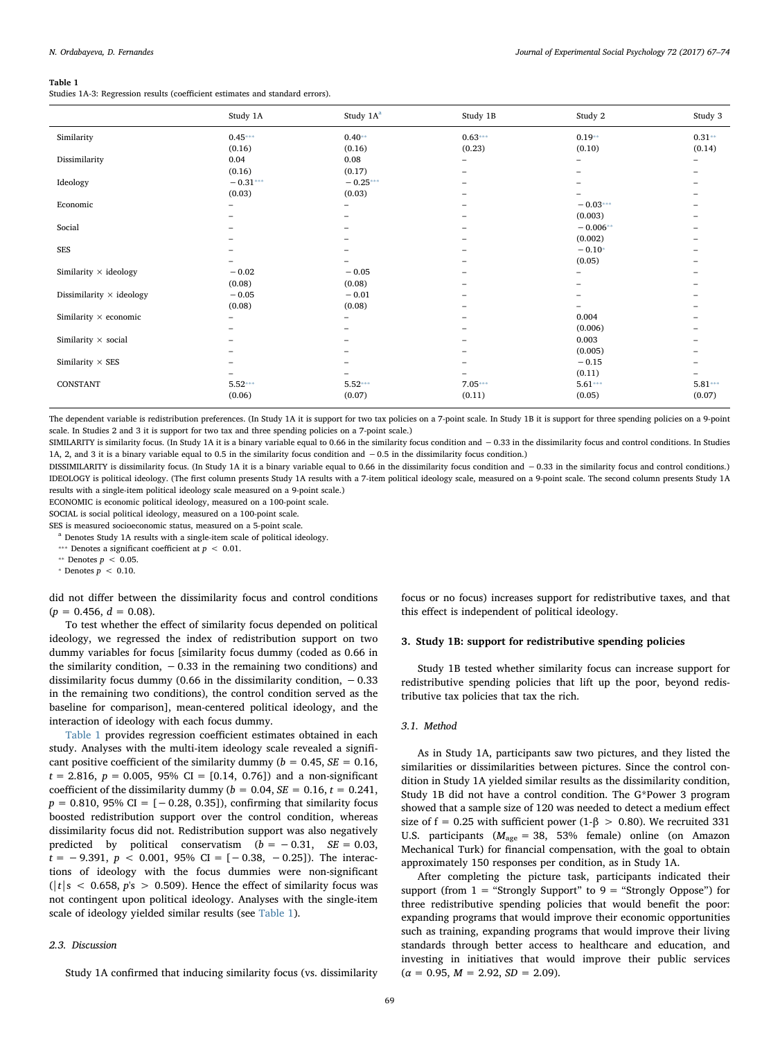**Table 1**
Studies 1A-3: Regression results (coefficient estimates and standard errors).

| | Study 1A | Study 1A[a] | Study 1B | Study 2 | Study 3 |
|---|---|---|---|---|---|
| Similarity | 0.45*** | 0.40** | 0.63*** | 0.19** | 0.31** |
| | (0.16) | (0.16) | (0.23) | (0.10) | (0.14) |
| Dissimilarity | 0.04 | 0.08 | – | – | – |
| | (0.16) | (0.17) | – | – | – |
| Ideology | −0.31*** | −0.25*** | – | – | – |
| | (0.03) | (0.03) | – | – | – |
| Economic | – | – | – | −0.03*** | – |
| | – | – | – | (0.003) | – |
| Social | – | – | – | −0.006** | – |
| | – | – | – | (0.002) | – |
| SES | – | – | – | −0.10* | – |
| | – | – | – | (0.05) | – |
| Similarity × ideology | −0.02 | −0.05 | – | – | – |
| | (0.08) | (0.08) | – | – | – |
| Dissimilarity × ideology | −0.05 | −0.01 | – | – | – |
| | (0.08) | (0.08) | – | – | – |
| Similarity × economic | – | – | – | 0.004 | – |
| | – | – | – | (0.006) | – |
| Similarity × social | – | – | – | 0.003 | – |
| | – | – | – | (0.005) | – |
| Similarity × SES | – | – | – | −0.15 | – |
| | – | – | – | (0.11) | – |
| CONSTANT | 5.52*** | 5.52*** | 7.05*** | 5.61*** | 5.81*** |
| | (0.06) | (0.07) | (0.11) | (0.05) | (0.07) |

The dependent variable is redistribution preferences. (In Study 1A it is support for two tax policies on a 7-point scale. In Study 1B it is support for three spending policies on a 9-point scale. In Studies 2 and 3 it is support for two tax and three spending policies on a 7-point scale.)
SIMILARITY is similarity focus. (In Study 1A it is a binary variable equal to 0.66 in the similarity focus condition and −0.33 in the dissimilarity focus and control conditions. In Studies 1A, 2, and 3 it is a binary variable equal to 0.5 in the similarity focus condition and −0.5 in the dissimilarity focus condition.)
DISSIMILARITY is dissimilarity focus. (In Study 1A it is a binary variable equal to 0.66 in the dissimilarity focus condition and −0.33 in the similarity focus and control conditions.)
IDEOLOGY is political ideology. (The first column presents Study 1A results with a 7-item political ideology scale, measured on a 9-point scale. The second column presents Study 1A results with a single-item political ideology scale measured on a 9-point scale.)
ECONOMIC is economic political ideology, measured on a 100-point scale.
SOCIAL is social political ideology, measured on a 100-point scale.
SES is measured socioeconomic status, measured on a 5-point scale.
[a] Denotes Study 1A results with a single-item scale of political ideology.
*** Denotes a significant coefficient at $p < 0.01$.
** Denotes $p < 0.05$.
* Denotes $p < 0.10$.

did not differ between the dissimilarity focus and control conditions ($p = 0.456$, $d = 0.08$).

To test whether the effect of similarity focus depended on political ideology, we regressed the index of redistribution support on two dummy variables for focus [similarity focus dummy (coded as 0.66 in the similarity condition, −0.33 in the remaining two conditions) and dissimilarity focus dummy (0.66 in the dissimilarity condition, −0.33 in the remaining two conditions), the control condition served as the baseline for comparison], mean-centered political ideology, and the interaction of ideology with each focus dummy.

Table 1 provides regression coefficient estimates obtained in each study. Analyses with the multi-item ideology scale revealed a significant positive coefficient of the similarity dummy ($b = 0.45$, $SE = 0.16$, $t = 2.816$, $p = 0.005$, 95% CI = [0.14, 0.76]) and a non-significant coefficient of the dissimilarity dummy ($b = 0.04$, $SE = 0.16$, $t = 0.241$, $p = 0.810$, 95% CI = [−0.28, 0.35]), confirming that similarity focus boosted redistribution support over the control condition, whereas dissimilarity focus did not. Redistribution support was also negatively predicted by political conservatism ($b = -0.31$, $SE = 0.03$, $t = -9.391$, $p < 0.001$, 95% CI = [−0.38, −0.25]). The interactions of ideology with the focus dummies were non-significant ($|t|$s $< 0.658$, $p$'s $> 0.509$). Hence the effect of similarity focus was not contingent upon political ideology. Analyses with the single-item scale of ideology yielded similar results (see Table 1).

### 2.3. Discussion

Study 1A confirmed that inducing similarity focus (vs. dissimilarity focus or no focus) increases support for redistributive taxes, and that this effect is independent of political ideology.

## 3. Study 1B: support for redistributive spending policies

Study 1B tested whether similarity focus can increase support for redistributive spending policies that lift up the poor, beyond redistributive tax policies that tax the rich.

### 3.1. Method

As in Study 1A, participants saw two pictures, and they listed the similarities or dissimilarities between pictures. Since the control condition in Study 1A yielded similar results as the dissimilarity condition, Study 1B did not have a control condition. The G*Power 3 program showed that a sample size of 120 was needed to detect a medium effect size of f = 0.25 with sufficient power ($1\text{-}\beta > 0.80$). We recruited 331 U.S. participants ($M_{age} = 38$, 53% female) online (on Amazon Mechanical Turk) for financial compensation, with the goal to obtain approximately 150 responses per condition, as in Study 1A.

After completing the picture task, participants indicated their support (from 1 = "Strongly Support" to 9 = "Strongly Oppose") for three redistributive spending policies that would benefit the poor: expanding programs that would improve their economic opportunities such as training, expanding programs that would improve their living standards through better access to healthcare and education, and investing in initiatives that would improve their public services ($\alpha = 0.95$, $M = 2.92$, $SD = 2.09$).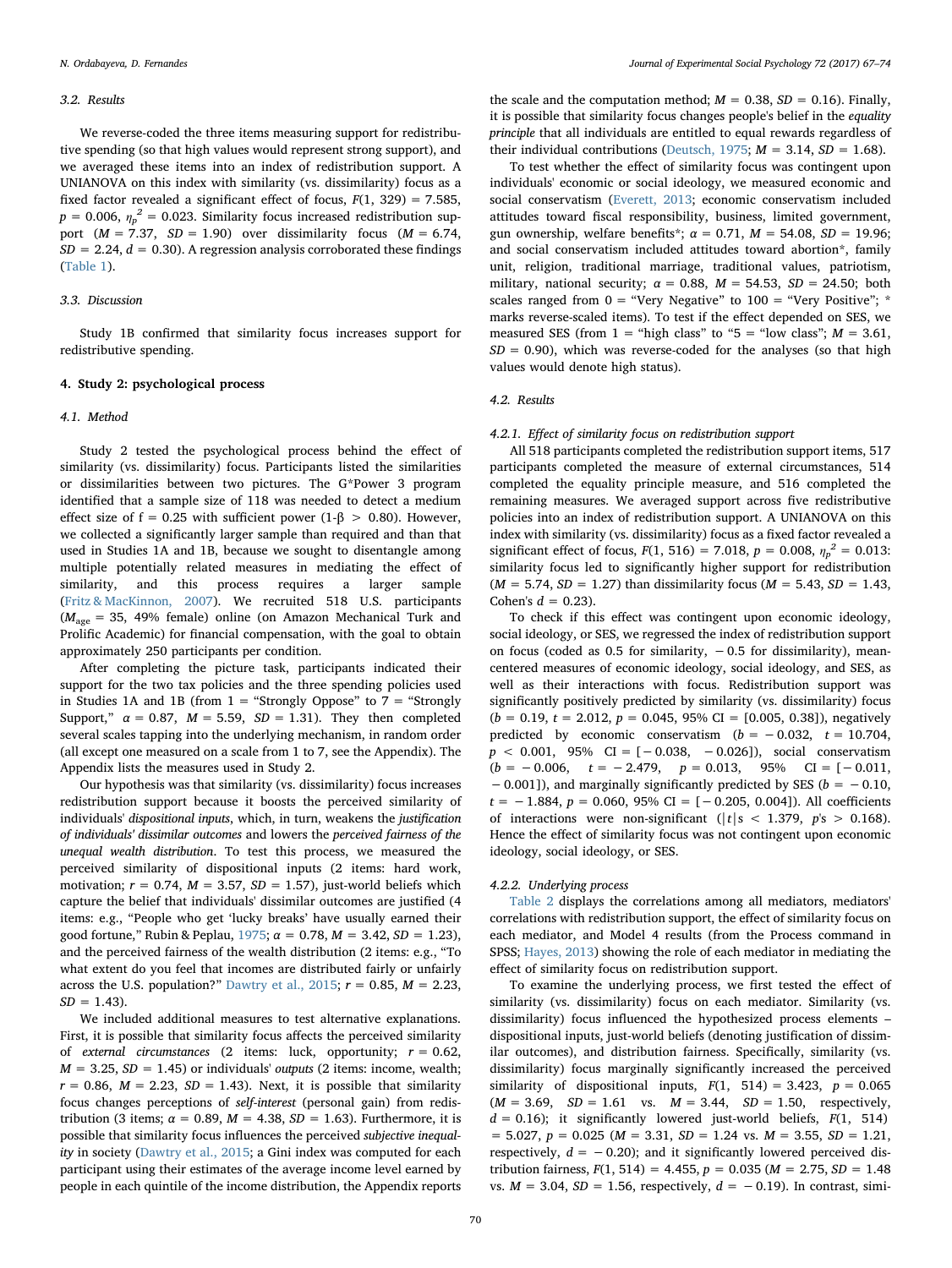### 3.2. Results

We reverse-coded the three items measuring support for redistributive spending (so that high values would represent strong support), and we averaged these items into an index of redistribution support. A UNIANOVA on this index with similarity (vs. dissimilarity) focus as a fixed factor revealed a significant effect of focus, $F(1, 329) = 7.585$, $p = 0.006$, $\eta_p^2 = 0.023$. Similarity focus increased redistribution support ($M = 7.37$, $SD = 1.90$) over dissimilarity focus ($M = 6.74$, $SD = 2.24$, $d = 0.30$). A regression analysis corroborated these findings (Table 1).

### 3.3. Discussion

Study 1B confirmed that similarity focus increases support for redistributive spending.

## 4. Study 2: psychological process

### 4.1. Method

Study 2 tested the psychological process behind the effect of similarity (vs. dissimilarity) focus. Participants listed the similarities or dissimilarities between two pictures. The G*Power 3 program identified that a sample size of 118 was needed to detect a medium effect size of f = 0.25 with sufficient power ($1\text{-}\beta > 0.80$). However, we collected a significantly larger sample than required and than that used in Studies 1A and 1B, because we sought to disentangle among multiple potentially related measures in mediating the effect of similarity, and this process requires a larger sample (Fritz & MacKinnon, 2007). We recruited 518 U.S. participants ($M_{age} = 35$, 49% female) online (on Amazon Mechanical Turk and Prolific Academic) for financial compensation, with the goal to obtain approximately 250 participants per condition.

After completing the picture task, participants indicated their support for the two tax policies and the three spending policies used in Studies 1A and 1B (from 1 = "Strongly Oppose" to 7 = "Strongly Support," $\alpha = 0.87$, $M = 5.59$, $SD = 1.31$). They then completed several scales tapping into the underlying mechanism, in random order (all except one measured on a scale from 1 to 7, see the Appendix). The Appendix lists the measures used in Study 2.

Our hypothesis was that similarity (vs. dissimilarity) focus increases redistribution support because it boosts the perceived similarity of individuals' *dispositional inputs*, which, in turn, weakens the *justification of individuals' dissimilar outcomes* and lowers the *perceived fairness of the unequal wealth distribution*. To test this process, we measured the perceived similarity of dispositional inputs (2 items: hard work, motivation; $r = 0.74$, $M = 3.57$, $SD = 1.57$), just-world beliefs which capture the belief that individuals' dissimilar outcomes are justified (4 items: e.g., "People who get 'lucky breaks' have usually earned their good fortune," Rubin & Peplau, 1975; $\alpha = 0.78$, $M = 3.42$, $SD = 1.23$), and the perceived fairness of the wealth distribution (2 items: e.g., "To what extent do you feel that incomes are distributed fairly or unfairly across the U.S. population?" Dawtry et al., 2015; $r = 0.85$, $M = 2.23$, $SD = 1.43$).

We included additional measures to test alternative explanations. First, it is possible that similarity focus affects the perceived similarity of *external circumstances* (2 items: luck, opportunity; $r = 0.62$, $M = 3.25$, $SD = 1.45$) or individuals' *outputs* (2 items: income, wealth; $r = 0.86$, $M = 2.23$, $SD = 1.43$). Next, it is possible that similarity focus changes perceptions of *self-interest* (personal gain) from redistribution (3 items; $\alpha = 0.89$, $M = 4.38$, $SD = 1.63$). Furthermore, it is possible that similarity focus influences the perceived *subjective inequality* in society (Dawtry et al., 2015; a Gini index was computed for each participant using their estimates of the average income level earned by people in each quintile of the income distribution, the Appendix reports the scale and the computation method; $M = 0.38$, $SD = 0.16$). Finally, it is possible that similarity focus changes people's belief in the *equality principle* that all individuals are entitled to equal rewards regardless of their individual contributions (Deutsch, 1975; $M = 3.14$, $SD = 1.68$).

To test whether the effect of similarity focus was contingent upon individuals' economic or social ideology, we measured economic and social conservatism (Everett, 2013; economic conservatism included attitudes toward fiscal responsibility, business, limited government, gun ownership, welfare benefits*; $\alpha = 0.71$, $M = 54.08$, $SD = 19.96$; and social conservatism included attitudes toward abortion*, family unit, religion, traditional marriage, traditional values, patriotism, military, national security; $\alpha = 0.88$, $M = 54.53$, $SD = 24.50$; both scales ranged from 0 = "Very Negative" to 100 = "Very Positive"; * marks reverse-scaled items). To test if the effect depended on SES, we measured SES (from 1 = "high class" to "5 = "low class"; $M = 3.61$, $SD = 0.90$), which was reverse-coded for the analyses (so that high values would denote high status).

### 4.2. Results

#### 4.2.1. Effect of similarity focus on redistribution support

All 518 participants completed the redistribution support items, 517 participants completed the measure of external circumstances, 514 completed the equality principle measure, and 516 completed the remaining measures. We averaged support across five redistributive policies into an index of redistribution support. A UNIANOVA on this index with similarity (vs. dissimilarity) focus as a fixed factor revealed a significant effect of focus, $F(1, 516) = 7.018$, $p = 0.008$, $\eta_p^2 = 0.013$: similarity focus led to significantly higher support for redistribution ($M = 5.74$, $SD = 1.27$) than dissimilarity focus ($M = 5.43$, $SD = 1.43$, Cohen's $d = 0.23$).

To check if this effect was contingent upon economic ideology, social ideology, or SES, we regressed the index of redistribution support on focus (coded as 0.5 for similarity, −0.5 for dissimilarity), mean-centered measures of economic ideology, social ideology, and SES, as well as their interactions with focus. Redistribution support was significantly positively predicted by similarity (vs. dissimilarity) focus ($b = 0.19$, $t = 2.012$, $p = 0.045$, 95% CI = [0.005, 0.38]), negatively predicted by economic conservatism ($b = -0.032$, $t = 10.704$, $p < 0.001$, 95% CI = [−0.038, −0.026]), social conservatism ($b = -0.006$, $t = -2.479$, $p = 0.013$, 95% CI = [−0.011, −0.001]), and marginally significantly predicted by SES ($b = -0.10$, $t = -1.884$, $p = 0.060$, 95% CI = [−0.205, 0.004]). All coefficients of interactions were non-significant ($|t|s < 1.379$, $p$'s $> 0.168$). Hence the effect of similarity focus was not contingent upon economic ideology, social ideology, or SES.

#### 4.2.2. Underlying process

Table 2 displays the correlations among all mediators, mediators' correlations with redistribution support, the effect of similarity focus on each mediator, and Model 4 results (from the Process command in SPSS; Hayes, 2013) showing the role of each mediator in mediating the effect of similarity focus on redistribution support.

To examine the underlying process, we first tested the effect of similarity (vs. dissimilarity) focus on each mediator. Similarity (vs. dissimilarity) focus influenced the hypothesized process elements – dispositional inputs, just-world beliefs (denoting justification of dissimilar outcomes), and distribution fairness. Specifically, similarity (vs. dissimilarity) focus marginally significantly increased the perceived similarity of dispositional inputs, $F(1, 514) = 3.423$, $p = 0.065$ ($M = 3.69$, $SD = 1.61$ vs. $M = 3.44$, $SD = 1.50$, respectively, $d = 0.16$); it significantly lowered just-world beliefs, $F(1, 514) = 5.027$, $p = 0.025$ ($M = 3.31$, $SD = 1.24$ vs. $M = 3.55$, $SD = 1.21$, respectively, $d = -0.20$); and it significantly lowered perceived distribution fairness, $F(1, 514) = 4.455$, $p = 0.035$ ($M = 2.75$, $SD = 1.48$ vs. $M = 3.04$, $SD = 1.56$, respectively, $d = -0.19$). In contrast, simi-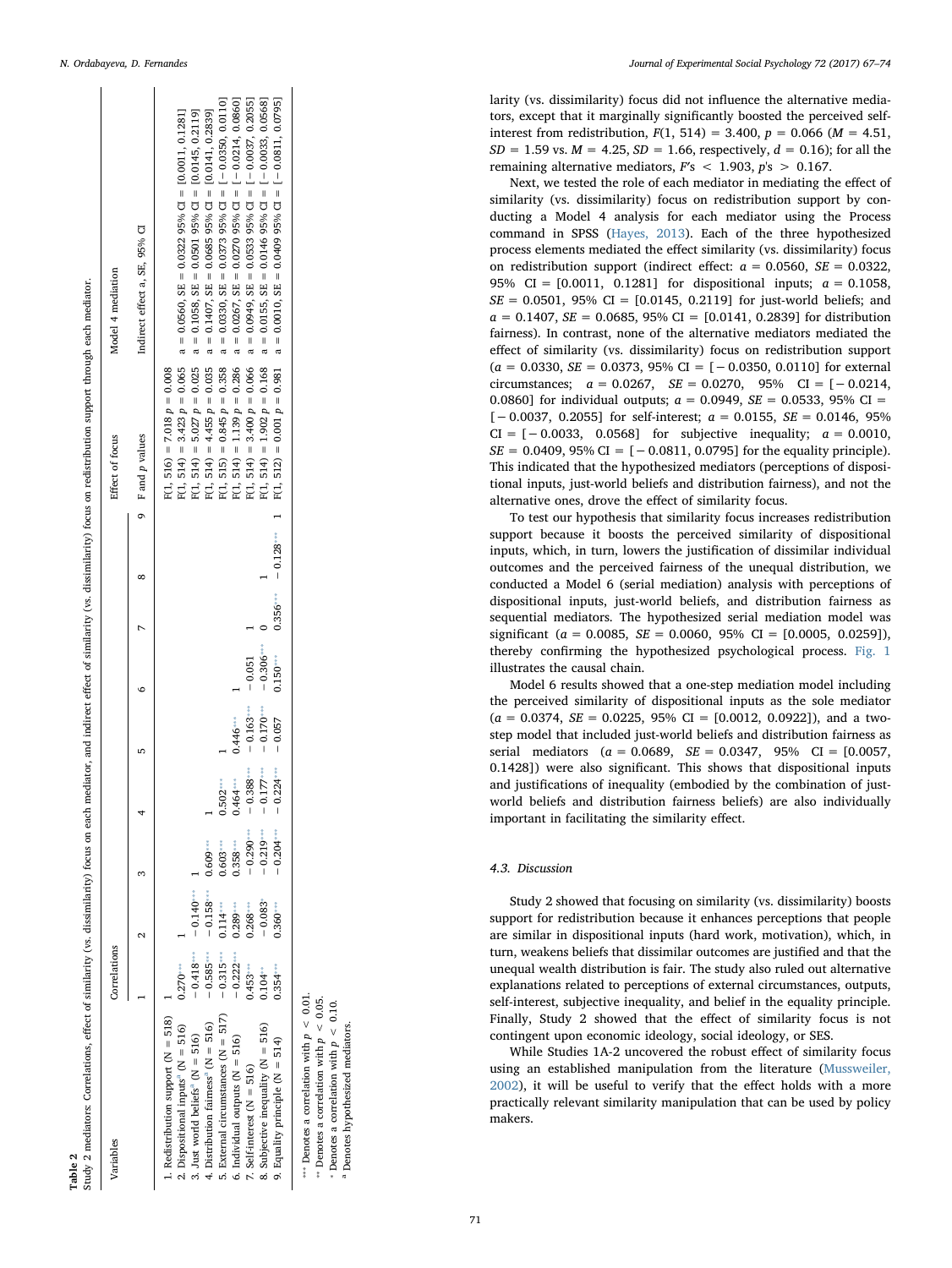**Table 2**
Study 2 mediators: Correlations, effect of similarity (vs. dissimilarity) focus on each mediator, and indirect effect of similarity (vs. dissimilarity) focus on redistribution support through each mediator.

| Variables | Correlations | | | | | | | | | Effect of focus | Model 4 mediation |
|---|---|---|---|---|---|---|---|---|---|---|---|
| | 1 | 2 | 3 | 4 | 5 | 6 | 7 | 8 | 9 | F and p values | Indirect effect a, SE, 95% CI |
| 1. Redistribution support (N = 518) | 1 | | | | | | | | | F(1, 516) = 7.018 p = 0.008 | |
| 2. Dispositional inputs[a] (N = 516) | 0.270*** | 1 | | | | | | | | F(1, 514) = 3.423 p = 0.065 | a = 0.0560, SE = 0.0322 95% CI = [0.0011, 0.1281] |
| 3. Just world beliefs[a] (N = 516) | −0.418*** | −0.140*** | 1 | | | | | | | F(1, 514) = 5.027 p = 0.025 | a = 0.1058, SE = 0.0501 95% CI = [0.0145, 0.2119] |
| 4. Distribution fairness[a] (N = 516) | −0.585*** | −0.158*** | 0.609*** | 1 | | | | | | F(1, 514) = 4.455 p = 0.035 | a = 0.1407, SE = 0.0685 95% CI = [0.0141, 0.2839] |
| 5. External circumstances (N = 517) | −0.315*** | 0.114*** | 0.603*** | 0.502*** | 1 | | | | | F(1, 515) = 0.845 p = 0.358 | a = 0.0330, SE = 0.0373 95% CI = [−0.0350, 0.0110] |
| 6. Individual outputs (N = 516) | −0.222*** | 0.289*** | 0.358*** | 0.464*** | 0.446*** | 1 | | | | F(1, 514) = 1.139 p = 0.286 | a = 0.0267, SE = 0.0270 95% CI = [−0.0214, 0.0860] |
| 7. Self-interest (N = 516) | 0.453*** | 0.268*** | −0.290*** | −0.388*** | −0.163*** | −0.051 | 1 | | | F(1, 514) = 3.400 p = 0.066 | a = 0.0949, SE = 0.0533 95% CI = [−0.0037, 0.2055] |
| 8. Subjective inequality (N = 516) | 0.104** | −0.083* | −0.219*** | −0.177*** | −0.170*** | −0.306*** | 0 | 1 | | F(1, 514) = 1.902 p = 0.168 | a = 0.0155, SE = 0.0146 95% CI = [−0.0033, 0.0568] |
| 9. Equality principle (N = 514) | 0.354*** | 0.360*** | −0.204*** | −0.224*** | −0.057 | 0.150*** | 0.356*** | −0.128*** | 1 | F(1, 512) = 0.001 p = 0.981 | a = 0.0010, SE = 0.0409 95% CI = [−0.0811, 0.0795] |

*** Denotes a correlation with $p < 0.01$.
** Denotes a correlation with $p < 0.05$.
* Denotes a correlation with $p < 0.10$.
[a] Denotes hypothesized mediators.

larity (vs. dissimilarity) focus did not influence the alternative mediators, except that it marginally significantly boosted the perceived self-interest from redistribution, $F(1, 514) = 3.400$, $p = 0.066$ ($M = 4.51$, $SD = 1.59$ vs. $M = 4.25$, $SD = 1.66$, respectively, $d = 0.16$); for all the remaining alternative mediators, $F$'s $< 1.903$, $p$'s $> 0.167$.

Next, we tested the role of each mediator in mediating the effect of similarity (vs. dissimilarity) focus on redistribution support by conducting a Model 4 analysis for each mediator using the Process command in SPSS (Hayes, 2013). Each of the three hypothesized process elements mediated the effect similarity (vs. dissimilarity) focus on redistribution support (indirect effect: $a = 0.0560$, $SE = 0.0322$, 95% CI = [0.0011, 0.1281] for dispositional inputs; $a = 0.1058$, $SE = 0.0501$, 95% CI = [0.0145, 0.2119] for just-world beliefs; and $a = 0.1407$, $SE = 0.0685$, 95% CI = [0.0141, 0.2839] for distribution fairness). In contrast, none of the alternative mediators mediated the effect of similarity (vs. dissimilarity) focus on redistribution support ($a = 0.0330$, $SE = 0.0373$, 95% CI = [−0.0350, 0.0110] for external circumstances; $a = 0.0267$, $SE = 0.0270$, 95% CI = [−0.0214, 0.0860] for individual outputs; $a = 0.0949$, $SE = 0.0533$, 95% CI = [−0.0037, 0.2055] for self-interest; $a = 0.0155$, $SE = 0.0146$, 95% CI = [−0.0033, 0.0568] for subjective inequality; $a = 0.0010$, $SE = 0.0409$, 95% CI = [−0.0811, 0.0795] for the equality principle). This indicated that the hypothesized mediators (perceptions of dispositional inputs, just-world beliefs and distribution fairness), and not the alternative ones, drove the effect of similarity focus.

To test our hypothesis that similarity focus increases redistribution support because it boosts the perceived similarity of dispositional inputs, which, in turn, lowers the justification of dissimilar individual outcomes and the perceived fairness of the unequal distribution, we conducted a Model 6 (serial mediation) analysis with perceptions of dispositional inputs, just-world beliefs, and distribution fairness as sequential mediators. The hypothesized serial mediation model was significant ($a = 0.0085$, $SE = 0.0060$, 95% CI = [0.0005, 0.0259]), thereby confirming the hypothesized psychological process. Fig. 1 illustrates the causal chain.

Model 6 results showed that a one-step mediation model including the perceived similarity of dispositional inputs as the sole mediator ($a = 0.0374$, $SE = 0.0225$, 95% CI = [0.0012, 0.0922]), and a two-step model that included just-world beliefs and distribution fairness as serial mediators ($a = 0.0689$, $SE = 0.0347$, 95% CI = [0.0057, 0.1428]) were also significant. This shows that dispositional inputs and justifications of inequality (embodied by the combination of just-world beliefs and distribution fairness beliefs) are also individually important in facilitating the similarity effect.

### 4.3. Discussion

Study 2 showed that focusing on similarity (vs. dissimilarity) boosts support for redistribution because it enhances perceptions that people are similar in dispositional inputs (hard work, motivation), which, in turn, weakens beliefs that dissimilar outcomes are justified and that the unequal wealth distribution is fair. The study also ruled out alternative explanations related to perceptions of external circumstances, outputs, self-interest, subjective inequality, and belief in the equality principle. Finally, Study 2 showed that the effect of similarity focus is not contingent upon economic ideology, social ideology, or SES.

While Studies 1A-2 uncovered the robust effect of similarity focus using an established manipulation from the literature (Mussweiler, 2002), it will be useful to verify that the effect holds with a more practically relevant similarity manipulation that can be used by policy makers.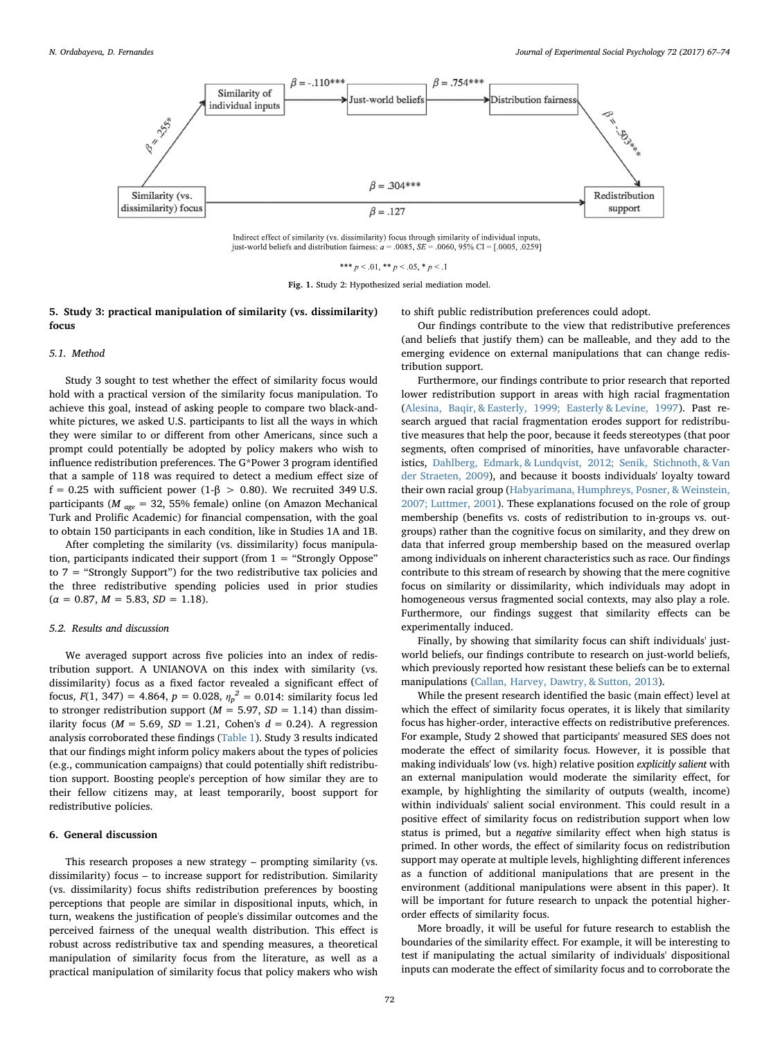*** $p < .01$, ** $p < .05$, * $p < .1$

Indirect effect of similarity (vs. dissimilarity) focus through similarity of individual inputs, just-world beliefs and distribution fairness: $a = .0085$, $SE = .0060$, 95% CI = [.0005, .0259]

**Fig. 1.** Study 2: Hypothesized serial mediation model.

## 5. Study 3: practical manipulation of similarity (vs. dissimilarity) focus

### 5.1. Method

Study 3 sought to test whether the effect of similarity focus would hold with a practical version of the similarity focus manipulation. To achieve this goal, instead of asking people to compare two black-and-white pictures, we asked U.S. participants to list all the ways in which they were similar to or different from other Americans, since such a prompt could potentially be adopted by policy makers who wish to influence redistribution preferences. The G*Power 3 program identified that a sample of 118 was required to detect a medium effect size of $f = 0.25$ with sufficient power ($1\text{-}\beta > 0.80$). We recruited 349 U.S. participants ($M_{age} = 32$, 55% female) online (on Amazon Mechanical Turk and Prolific Academic) for financial compensation, with the goal to obtain 150 participants in each condition, like in Studies 1A and 1B.

After completing the similarity (vs. dissimilarity) focus manipulation, participants indicated their support (from 1 = "Strongly Oppose" to 7 = "Strongly Support") for the two redistributive tax policies and the three redistributive spending policies used in prior studies ($\alpha = 0.87$, $M = 5.83$, $SD = 1.18$).

### 5.2. Results and discussion

We averaged support across five policies into an index of redistribution support. A UNIANOVA on this index with similarity (vs. dissimilarity) focus as a fixed factor revealed a significant effect of focus, $F(1, 347) = 4.864$, $p = 0.028$, $\eta_p^2 = 0.014$: similarity focus led to stronger redistribution support ($M = 5.97$, $SD = 1.14$) than dissimilarity focus ($M = 5.69$, $SD = 1.21$, Cohen's $d = 0.24$). A regression analysis corroborated these findings (Table 1). Study 3 results indicated that our findings might inform policy makers about the types of policies (e.g., communication campaigns) that could potentially shift redistribution support. Boosting people's perception of how similar they are to their fellow citizens may, at least temporarily, boost support for redistributive policies.

## 6. General discussion

This research proposes a new strategy – prompting similarity (vs. dissimilarity) focus – to increase support for redistribution. Similarity (vs. dissimilarity) focus shifts redistribution preferences by boosting perceptions that people are similar in dispositional inputs, which, in turn, weakens the justification of people's dissimilar outcomes and the perceived fairness of the unequal wealth distribution. This effect is robust across redistributive tax and spending measures, a theoretical manipulation of similarity focus from the literature, as well as a practical manipulation of similarity focus that policy makers who wish to shift public redistribution preferences could adopt.

Our findings contribute to the view that redistributive preferences (and beliefs that justify them) can be malleable, and they add to the emerging evidence on external manipulations that can change redistribution support.

Furthermore, our findings contribute to prior research that reported lower redistribution support in areas with high racial fragmentation (Alesina, Baqir, & Easterly, 1999; Easterly & Levine, 1997). Past research argued that racial fragmentation erodes support for redistributive measures that help the poor, because it feeds stereotypes (that poor segments, often comprised of minorities, have unfavorable characteristics, Dahlberg, Edmark, & Lundqvist, 2012; Senik, Stichnoth, & Van der Straeten, 2009), and because it boosts individuals' loyalty toward their own racial group (Habyarimana, Humphreys, Posner, & Weinstein, 2007; Luttmer, 2001). These explanations focused on the role of group membership (benefits vs. costs of redistribution to in-groups vs. out-groups) rather than the cognitive focus on similarity, and they drew on data that inferred group membership based on the measured overlap among individuals on inherent characteristics such as race. Our findings contribute to this stream of research by showing that the mere cognitive focus on similarity or dissimilarity, which individuals may adopt in homogeneous versus fragmented social contexts, may also play a role. Furthermore, our findings suggest that similarity effects can be experimentally induced.

Finally, by showing that similarity focus can shift individuals' just-world beliefs, our findings contribute to research on just-world beliefs, which previously reported how resistant these beliefs can be to external manipulations (Callan, Harvey, Dawtry, & Sutton, 2013).

While the present research identified the basic (main effect) level at which the effect of similarity focus operates, it is likely that similarity focus has higher-order, interactive effects on redistributive preferences. For example, Study 2 showed that participants' measured SES does not moderate the effect of similarity focus. However, it is possible that making individuals' low (vs. high) relative position *explicitly salient* with an external manipulation would moderate the similarity effect, for example, by highlighting the similarity of outputs (wealth, income) within individuals' salient social environment. This could result in a positive effect of similarity focus on redistribution support when low status is primed, but a *negative* similarity effect when high status is primed. In other words, the effect of similarity focus on redistribution support may operate at multiple levels, highlighting different inferences as a function of additional manipulations that are present in the environment (additional manipulations were absent in this paper). It will be important for future research to unpack the potential higher-order effects of similarity focus.

More broadly, it will be useful for future research to establish the boundaries of the similarity effect. For example, it will be interesting to test if manipulating the actual similarity of individuals' dispositional inputs can moderate the effect of similarity focus and to corroborate the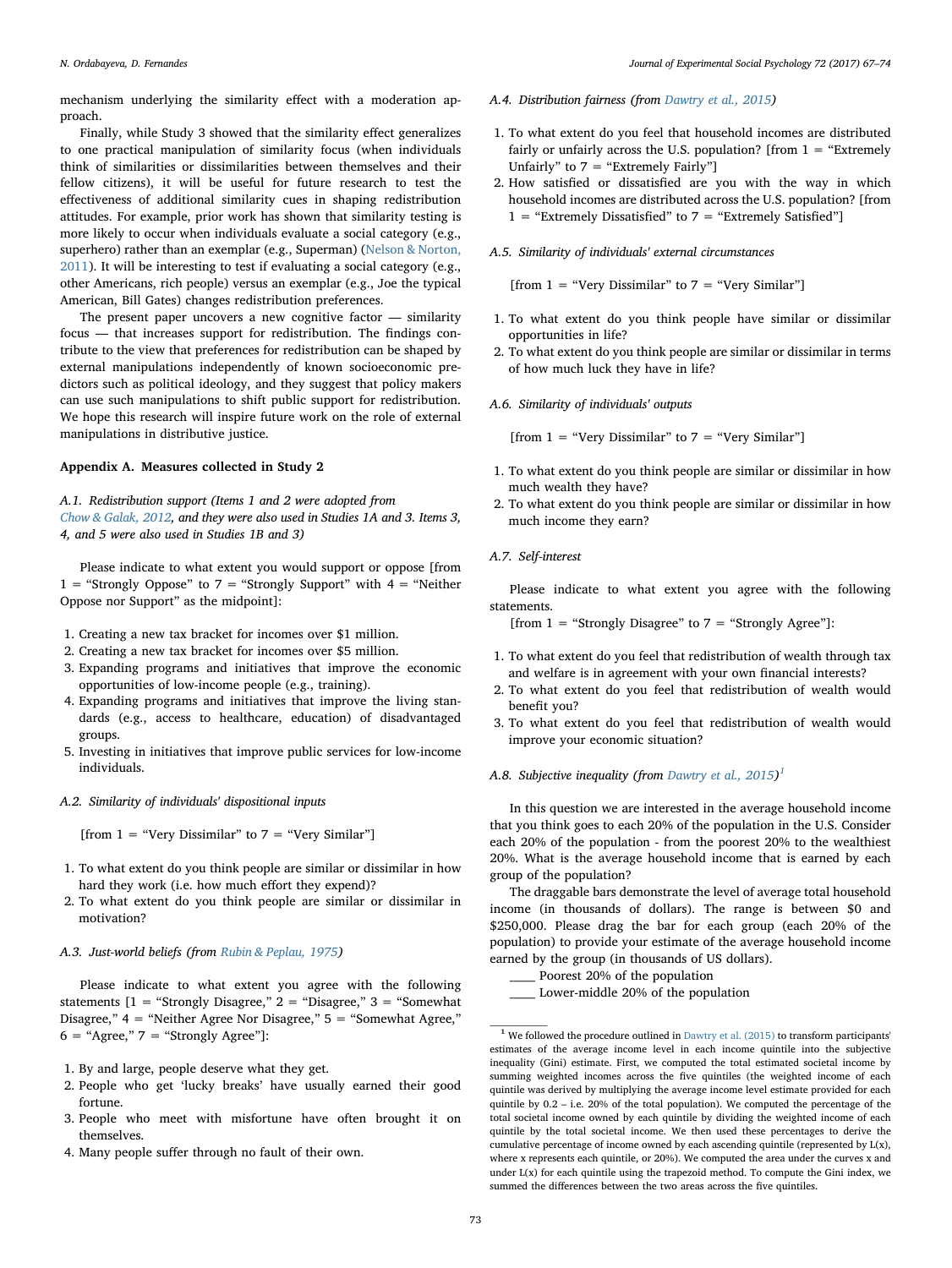mechanism underlying the similarity effect with a moderation approach.

Finally, while Study 3 showed that the similarity effect generalizes to one practical manipulation of similarity focus (when individuals think of similarities or dissimilarities between themselves and their fellow citizens), it will be useful for future research to test the effectiveness of additional similarity cues in shaping redistribution attitudes. For example, prior work has shown that similarity testing is more likely to occur when individuals evaluate a social category (e.g., superhero) rather than an exemplar (e.g., Superman) (Nelson & Norton, 2011). It will be interesting to test if evaluating a social category (e.g., other Americans, rich people) versus an exemplar (e.g., Joe the typical American, Bill Gates) changes redistribution preferences.

The present paper uncovers a new cognitive factor — similarity focus — that increases support for redistribution. The findings contribute to the view that preferences for redistribution can be shaped by external manipulations independently of known socioeconomic predictors such as political ideology, and they suggest that policy makers can use such manipulations to shift public support for redistribution. We hope this research will inspire future work on the role of external manipulations in distributive justice.

## Appendix A. Measures collected in Study 2

### A.1. Redistribution support (Items 1 and 2 were adopted from Chow & Galak, 2012, and they were also used in Studies 1A and 3. Items 3, 4, and 5 were also used in Studies 1B and 3)

Please indicate to what extent you would support or oppose [from 1 = "Strongly Oppose" to 7 = "Strongly Support" with 4 = "Neither Oppose nor Support" as the midpoint]:

1. Creating a new tax bracket for incomes over $1 million.
2. Creating a new tax bracket for incomes over $5 million.
3. Expanding programs and initiatives that improve the economic opportunities of low-income people (e.g., training).
4. Expanding programs and initiatives that improve the living standards (e.g., access to healthcare, education) of disadvantaged groups.
5. Investing in initiatives that improve public services for low-income individuals.

### A.2. Similarity of individuals' dispositional inputs

[from 1 = "Very Dissimilar" to 7 = "Very Similar"]

1. To what extent do you think people are similar or dissimilar in how hard they work (i.e. how much effort they expend)?
2. To what extent do you think people are similar or dissimilar in motivation?

### A.3. Just-world beliefs (from Rubin & Peplau, 1975)

Please indicate to what extent you agree with the following statements [1 = "Strongly Disagree," 2 = "Disagree," 3 = "Somewhat Disagree," 4 = "Neither Agree Nor Disagree," 5 = "Somewhat Agree," 6 = "Agree," 7 = "Strongly Agree"]:

1. By and large, people deserve what they get.
2. People who get 'lucky breaks' have usually earned their good fortune.
3. People who meet with misfortune have often brought it on themselves.
4. Many people suffer through no fault of their own.

### A.4. Distribution fairness (from Dawtry et al., 2015)

1. To what extent do you feel that household incomes are distributed fairly or unfairly across the U.S. population? [from 1 = "Extremely Unfairly" to 7 = "Extremely Fairly"]
2. How satisfied or dissatisfied are you with the way in which household incomes are distributed across the U.S. population? [from 1 = "Extremely Dissatisfied" to 7 = "Extremely Satisfied"]

### A.5. Similarity of individuals' external circumstances

[from 1 = "Very Dissimilar" to 7 = "Very Similar"]

1. To what extent do you think people have similar or dissimilar opportunities in life?
2. To what extent do you think people are similar or dissimilar in terms of how much luck they have in life?

### A.6. Similarity of individuals' outputs

[from 1 = "Very Dissimilar" to 7 = "Very Similar"]

1. To what extent do you think people are similar or dissimilar in how much wealth they have?
2. To what extent do you think people are similar or dissimilar in how much income they earn?

### A.7. Self-interest

Please indicate to what extent you agree with the following statements.

[from 1 = "Strongly Disagree" to 7 = "Strongly Agree"]:

1. To what extent do you feel that redistribution of wealth through tax and welfare is in agreement with your own financial interests?
2. To what extent do you feel that redistribution of wealth would benefit you?
3. To what extent do you feel that redistribution of wealth would improve your economic situation?

### A.8. Subjective inequality (from Dawtry et al., 2015)[1]

In this question we are interested in the average household income that you think goes to each 20% of the population in the U.S. Consider each 20% of the population - from the poorest 20% to the wealthiest 20%. What is the average household income that is earned by each group of the population?

The draggable bars demonstrate the level of average total household income (in thousands of dollars). The range is between $0 and $250,000. Please drag the bar for each group (each 20% of the population) to provide your estimate of the average household income earned by the group (in thousands of US dollars).

\_\_\_\_ Poorest 20% of the population

\_\_\_\_ Lower-middle 20% of the population

[1] We followed the procedure outlined in Dawtry et al. (2015) to transform participants' estimates of the average income level in each income quintile into the subjective inequality (Gini) estimate. First, we computed the total estimated societal income by summing weighted incomes across the five quintiles (the weighted income of each quintile was derived by multiplying the average income level estimate provided for each quintile by 0.2 – i.e. 20% of the total population). We computed the percentage of the total societal income owned by each quintile by dividing the weighted income of each quintile by the total societal income. We then used these percentages to derive the cumulative percentage of income owned by each ascending quintile (represented by L(x), where x represents each quintile, or 20%). We computed the area under the curves x and under L(x) for each quintile using the trapezoid method. To compute the Gini index, we summed the differences between the two areas across the five quintiles.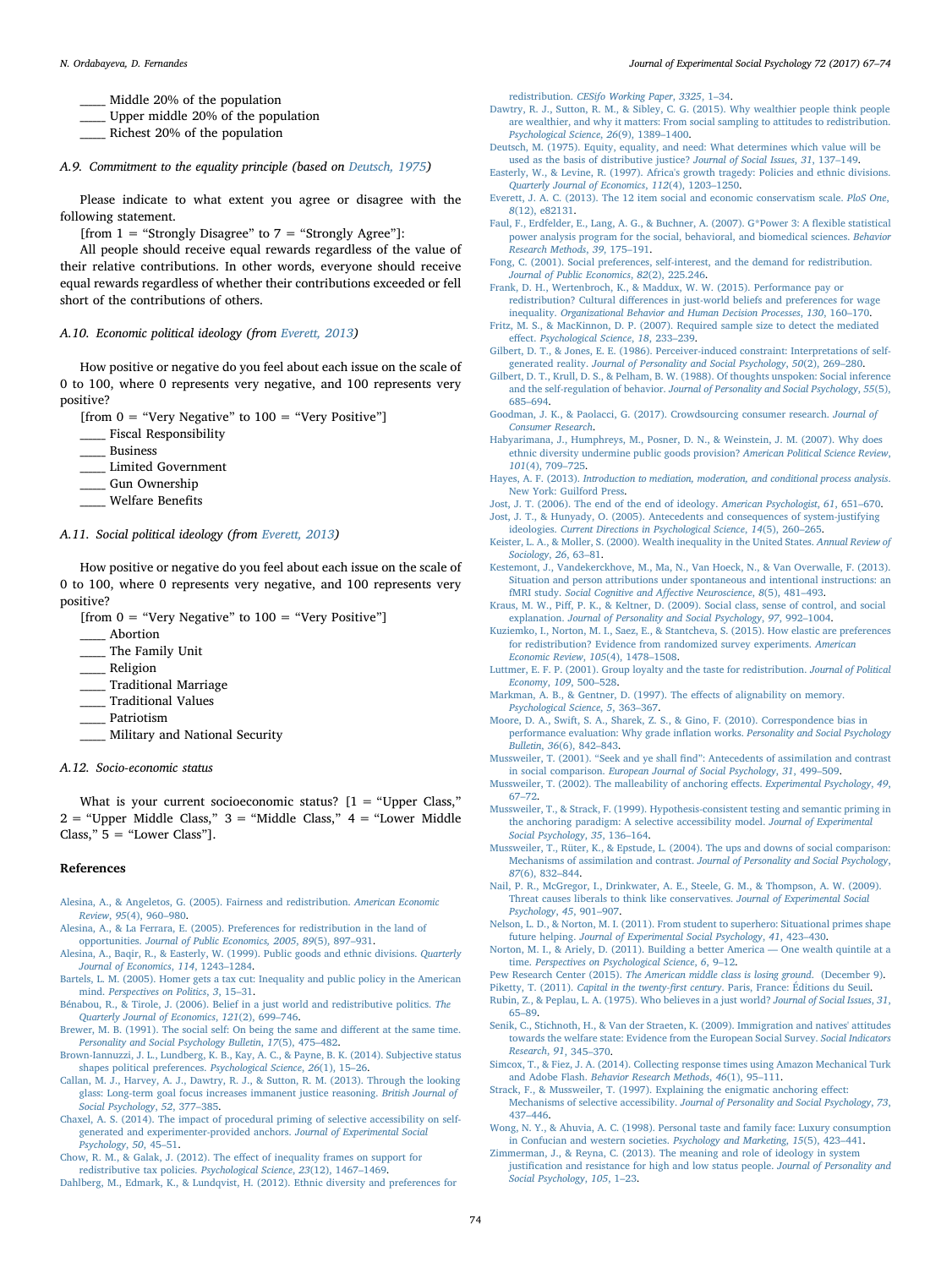____ Middle 20% of the population
____ Upper middle 20% of the population
____ Richest 20% of the population

### A.9. Commitment to the equality principle (based on Deutsch, 1975)

Please indicate to what extent you agree or disagree with the following statement.

[from 1 = "Strongly Disagree" to 7 = "Strongly Agree"]:

All people should receive equal rewards regardless of the value of their relative contributions. In other words, everyone should receive equal rewards regardless of whether their contributions exceeded or fell short of the contributions of others.

### A.10. Economic political ideology (from Everett, 2013)

How positive or negative do you feel about each issue on the scale of 0 to 100, where 0 represents very negative, and 100 represents very positive?

[from 0 = "Very Negative" to 100 = "Very Positive"]

____ Fiscal Responsibility
____ Business
____ Limited Government
____ Gun Ownership
____ Welfare Benefits

### A.11. Social political ideology (from Everett, 2013)

How positive or negative do you feel about each issue on the scale of 0 to 100, where 0 represents very negative, and 100 represents very positive?

[from 0 = "Very Negative" to 100 = "Very Positive"]

____ Abortion
____ The Family Unit
____ Religion
____ Traditional Marriage
____ Traditional Values
____ Patriotism
____ Military and National Security

### A.12. Socio-economic status

What is your current socioeconomic status? [1 = "Upper Class," 2 = "Upper Middle Class," 3 = "Middle Class," 4 = "Lower Middle Class," 5 = "Lower Class"].

## References

Alesina, A., & Angeletos, G. (2005). Fairness and redistribution. *American Economic Review*, *95*(4), 960–980.

Alesina, A., & La Ferrara, E. (2005). Preferences for redistribution in the land of opportunities. *Journal of Public Economics, 2005*, *89*(5), 897–931.

Alesina, A., Baqir, R., & Easterly, W. (1999). Public goods and ethnic divisions. *Quarterly Journal of Economics*, *114*, 1243–1284.

Bartels, L. M. (2005). Homer gets a tax cut: Inequality and public policy in the American mind. *Perspectives on Politics*, *3*, 15–31.

Bénabou, R., & Tirole, J. (2006). Belief in a just world and redistributive politics. *The Quarterly Journal of Economics*, *121*(2), 699–746.

Brewer, M. B. (1991). The social self: On being the same and different at the same time. *Personality and Social Psychology Bulletin*, *17*(5), 475–482.

Brown-Iannuzzi, J. L., Lundberg, K. B., Kay, A. C., & Payne, B. K. (2014). Subjective status shapes political preferences. *Psychological Science*, *26*(1), 15–26.

Callan, M. J., Harvey, A. J., Dawtry, R. J., & Sutton, R. M. (2013). Through the looking glass: Long-term goal focus increases immanent justice reasoning. *British Journal of Social Psychology*, *52*, 377–385.

Chaxel, A. S. (2014). The impact of procedural priming of selective accessibility on self-generated and experimenter-provided anchors. *Journal of Experimental Social Psychology*, *50*, 45–51.

Chow, R. M., & Galak, J. (2012). The effect of inequality frames on support for redistributive tax policies. *Psychological Science*, *23*(12), 1467–1469.

Dahlberg, M., Edmark, K., & Lundqvist, H. (2012). Ethnic diversity and preferences for redistribution. *CESifo Working Paper*, *3325*, 1–34.

Dawtry, R. J., Sutton, R. M., & Sibley, C. G. (2015). Why wealthier people think people are wealthier, and why it matters: From social sampling to attitudes to redistribution. *Psychological Science*, *26*(9), 1389–1400.

Deutsch, M. (1975). Equity, equality, and need: What determines which value will be used as the basis of distributive justice? *Journal of Social Issues*, *31*, 137–149.

Easterly, W., & Levine, R. (1997). Africa's growth tragedy: Policies and ethnic divisions. *Quarterly Journal of Economics*, *112*(4), 1203–1250.

Everett, J. A. C. (2013). The 12 item social and economic conservatism scale. *PloS One*, *8*(12), e82131.

Faul, F., Erdfelder, E., Lang, A. G., & Buchner, A. (2007). G*Power 3: A flexible statistical power analysis program for the social, behavioral, and biomedical sciences. *Behavior Research Methods*, *39*, 175–191.

Fong, C. (2001). Social preferences, self-interest, and the demand for redistribution. *Journal of Public Economics*, *82*(2), 225.246.

Frank, D. H., Wertenbroch, K., & Maddux, W. W. (2015). Performance pay or redistribution? Cultural differences in just-world beliefs and preferences for wage inequality. *Organizational Behavior and Human Decision Processes*, *130*, 160–170.

Fritz, M. S., & MacKinnon, D. P. (2007). Required sample size to detect the mediated effect. *Psychological Science*, *18*, 233–239.

Gilbert, D. T., & Jones, E. E. (1986). Perceiver-induced constraint: Interpretations of self-generated reality. *Journal of Personality and Social Psychology*, *50*(2), 269–280.

Gilbert, D. T., Krull, D. S., & Pelham, B. W. (1988). Of thoughts unspoken: Social inference and the self-regulation of behavior. *Journal of Personality and Social Psychology*, *55*(5), 685–694.

Goodman, J. K., & Paolacci, G. (2017). Crowdsourcing consumer research. *Journal of Consumer Research*.

Habyarimana, J., Humphreys, M., Posner, D. N., & Weinstein, J. M. (2007). Why does ethnic diversity undermine public goods provision? *American Political Science Review*, *101*(4), 709–725.

Hayes, A. F. (2013). *Introduction to mediation, moderation, and conditional process analysis*. New York: Guilford Press.

Jost, J. T. (2006). The end of the end of ideology. *American Psychologist*, *61*, 651–670.

Jost, J. T., & Hunyady, O. (2005). Antecedents and consequences of system-justifying ideologies. *Current Directions in Psychological Science*, *14*(5), 260–265.

Keister, L. A., & Moller, S. (2000). Wealth inequality in the United States. *Annual Review of Sociology*, *26*, 63–81.

Kestemont, J., Vandekerckhove, M., Ma, N., Van Hoeck, N., & Van Overwalle, F. (2013). Situation and person attributions under spontaneous and intentional instructions: an fMRI study. *Social Cognitive and Affective Neuroscience*, *8*(5), 481–493.

Kraus, M. W., Piff, P. K., & Keltner, D. (2009). Social class, sense of control, and social explanation. *Journal of Personality and Social Psychology*, *97*, 992–1004.

Kuziemko, I., Norton, M. I., Saez, E., & Stantcheva, S. (2015). How elastic are preferences for redistribution? Evidence from randomized survey experiments. *American Economic Review*, *105*(4), 1478–1508.

Luttmer, E. F. P. (2001). Group loyalty and the taste for redistribution. *Journal of Political Economy*, *109*, 500–528.

Markman, A. B., & Gentner, D. (1997). The effects of alignability on memory. *Psychological Science*, *5*, 363–367.

Moore, D. A., Swift, S. A., Sharek, Z. S., & Gino, F. (2010). Correspondence bias in performance evaluation: Why grade inflation works. *Personality and Social Psychology Bulletin*, *36*(6), 842–843.

Mussweiler, T. (2001). "Seek and ye shall find": Antecedents of assimilation and contrast in social comparison. *European Journal of Social Psychology*, *31*, 499–509.

Mussweiler, T. (2002). The malleability of anchoring effects. *Experimental Psychology*, *49*, 67–72.

Mussweiler, T., & Strack, F. (1999). Hypothesis-consistent testing and semantic priming in the anchoring paradigm: A selective accessibility model. *Journal of Experimental Social Psychology*, *35*, 136–164.

Mussweiler, T., Rüter, K., & Epstude, L. (2004). The ups and downs of social comparison: Mechanisms of assimilation and contrast. *Journal of Personality and Social Psychology*, *87*(6), 832–844.

Nail, P. R., McGregor, I., Drinkwater, A. E., Steele, G. M., & Thompson, A. W. (2009). Threat causes liberals to think like conservatives. *Journal of Experimental Social Psychology*, *45*, 901–907.

Nelson, L. D., & Norton, M. I. (2011). From student to superhero: Situational primes shape future helping. *Journal of Experimental Social Psychology*, *41*, 423–430.

Norton, M. I., & Ariely, D. (2011). Building a better America — One wealth quintile at a time. *Perspectives on Psychological Science*, *6*, 9–12.

Pew Research Center (2015). *The American middle class is losing ground*. (December 9).

Piketty, T. (2011). *Capital in the twenty-first century*. Paris, France: Éditions du Seuil.

Rubin, Z., & Peplau, L. A. (1975). Who believes in a just world? *Journal of Social Issues*, *31*, 65–89.

Senik, C., Stichnoth, H., & Van der Straeten, K. (2009). Immigration and natives' attitudes towards the welfare state: Evidence from the European Social Survey. *Social Indicators Research*, *91*, 345–370.

Simcox, T., & Fiez, J. A. (2014). Collecting response times using Amazon Mechanical Turk and Adobe Flash. *Behavior Research Methods*, *46*(1), 95–111.

Strack, F., & Mussweiler, T. (1997). Explaining the enigmatic anchoring effect: Mechanisms of selective accessibility. *Journal of Personality and Social Psychology*, *73*, 437–446.

Wong, N. Y., & Ahuvia, A. C. (1998). Personal taste and family face: Luxury consumption in Confucian and western societies. *Psychology and Marketing*, *15*(5), 423–441.

Zimmerman, J., & Reyna, C. (2013). The meaning and role of ideology in system justification and resistance for high and low status people. *Journal of Personality and Social Psychology*, *105*, 1–23.